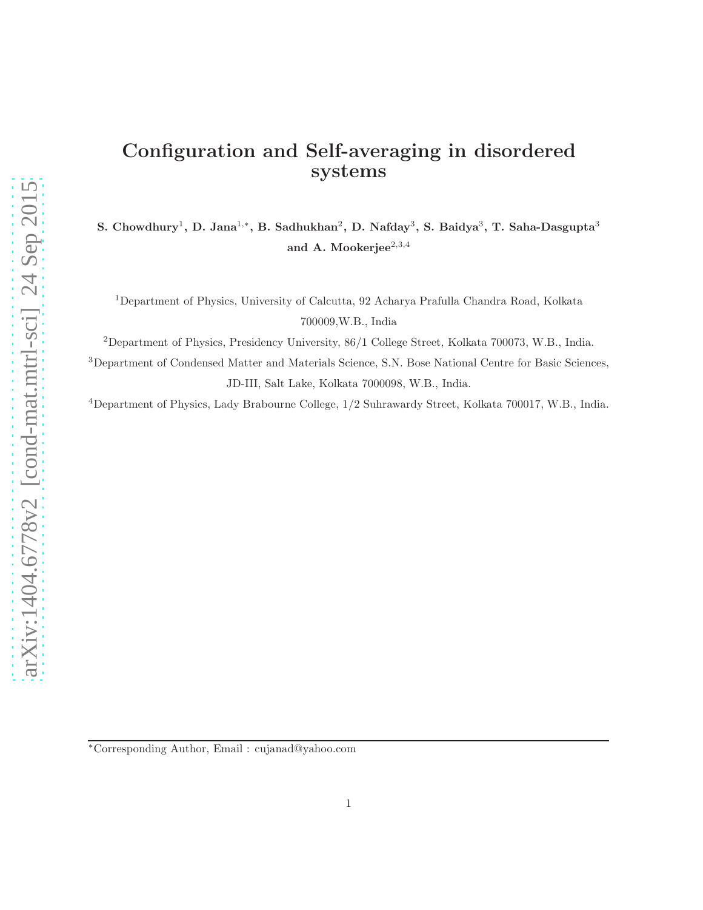# Configuration and Self-averaging in disordered systems

**S. Chowdhury[1], D. Jana[1,*], B. Sadhukhan[2], D. Nafday[3], S. Baidya[3], T. Saha-Dasgupta[3] and A. Mookerjee[2,3,4]**

[1]Department of Physics, University of Calcutta, 92 Acharya Prafulla Chandra Road, Kolkata 700009,W.B., India

[2]Department of Physics, Presidency University, 86/1 College Street, Kolkata 700073, W.B., India.

[3]Department of Condensed Matter and Materials Science, S.N. Bose National Centre for Basic Sciences, JD-III, Salt Lake, Kolkata 7000098, W.B., India.

[4]Department of Physics, Lady Brabourne College, 1/2 Suhrawardy Street, Kolkata 700017, W.B., India.

---

[*]Corresponding Author, Email : cujanad@yahoo.com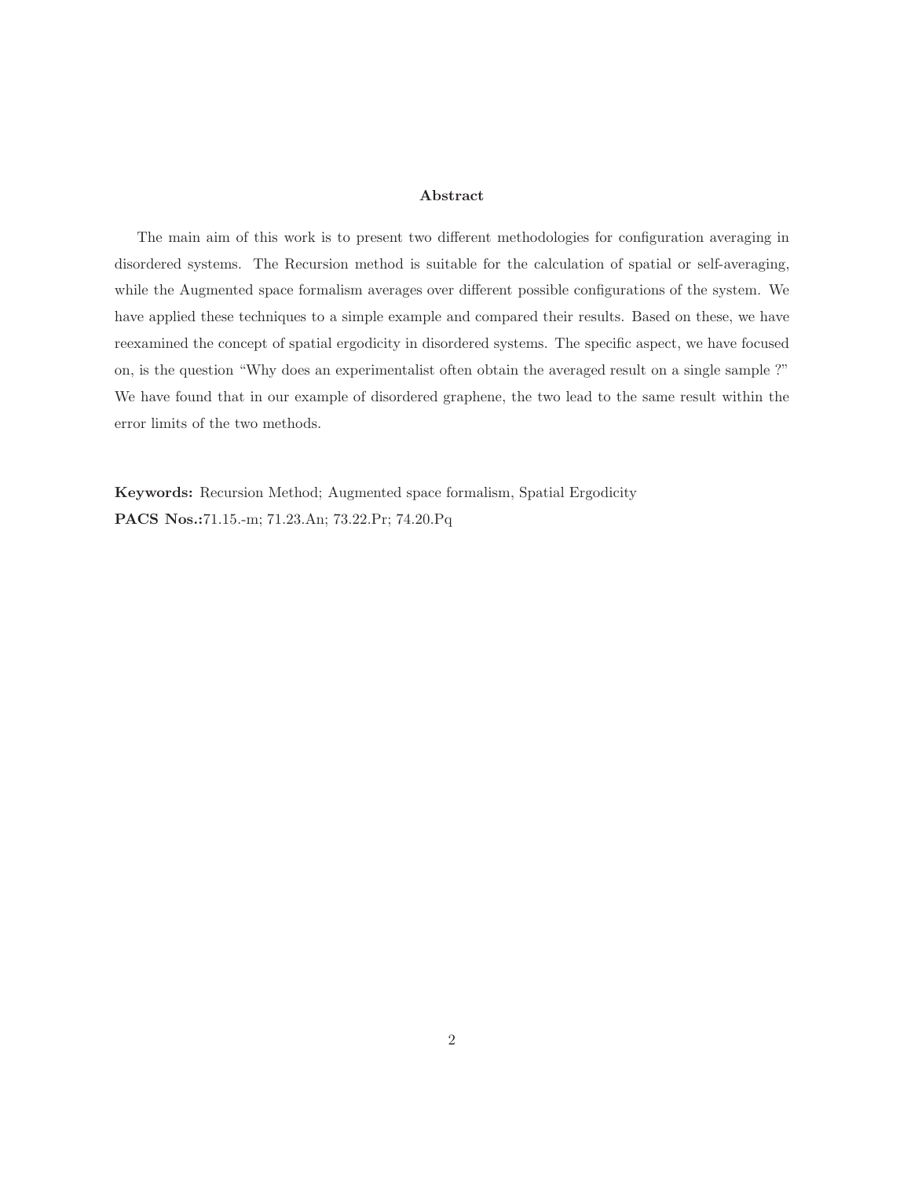**Abstract**

The main aim of this work is to present two different methodologies for configuration averaging in disordered systems. The Recursion method is suitable for the calculation of spatial or self-averaging, while the Augmented space formalism averages over different possible configurations of the system. We have applied these techniques to a simple example and compared their results. Based on these, we have reexamined the concept of spatial ergodicity in disordered systems. The specific aspect, we have focused on, is the question "Why does an experimentalist often obtain the averaged result on a single sample ?" We have found that in our example of disordered graphene, the two lead to the same result within the error limits of the two methods.

**Keywords:** Recursion Method; Augmented space formalism, Spatial Ergodicity

**PACS Nos.:**71.15.-m; 71.23.An; 73.22.Pr; 74.20.Pq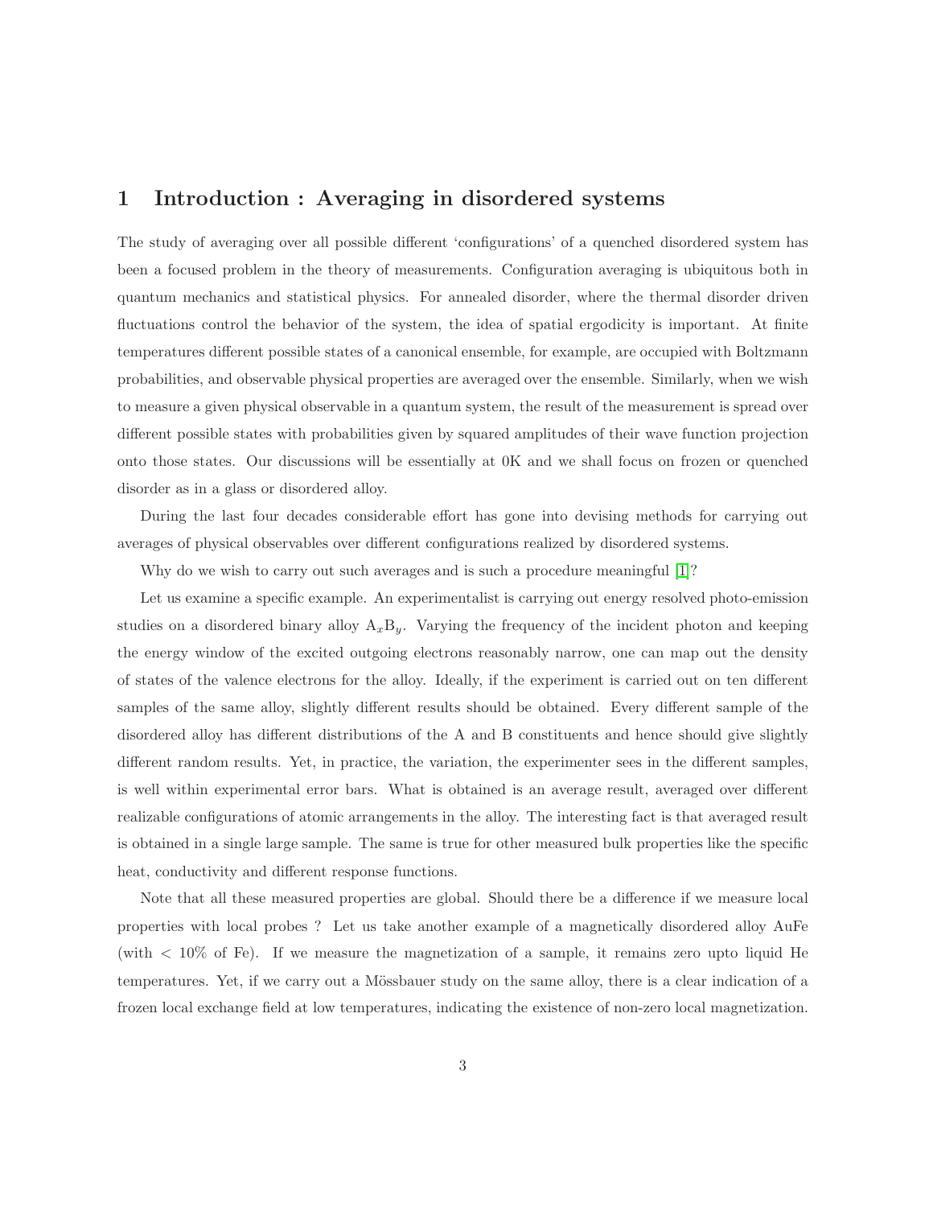# 1 Introduction : Averaging in disordered systems

The study of averaging over all possible different 'configurations' of a quenched disordered system has been a focused problem in the theory of measurements. Configuration averaging is ubiquitous both in quantum mechanics and statistical physics. For annealed disorder, where the thermal disorder driven fluctuations control the behavior of the system, the idea of spatial ergodicity is important. At finite temperatures different possible states of a canonical ensemble, for example, are occupied with Boltzmann probabilities, and observable physical properties are averaged over the ensemble. Similarly, when we wish to measure a given physical observable in a quantum system, the result of the measurement is spread over different possible states with probabilities given by squared amplitudes of their wave function projection onto those states. Our discussions will be essentially at 0K and we shall focus on frozen or quenched disorder as in a glass or disordered alloy.

During the last four decades considerable effort has gone into devising methods for carrying out averages of physical observables over different configurations realized by disordered systems.

Why do we wish to carry out such averages and is such a procedure meaningful [1]?

Let us examine a specific example. An experimentalist is carrying out energy resolved photo-emission studies on a disordered binary alloy $A_xB_y$. Varying the frequency of the incident photon and keeping the energy window of the excited outgoing electrons reasonably narrow, one can map out the density of states of the valence electrons for the alloy. Ideally, if the experiment is carried out on ten different samples of the same alloy, slightly different results should be obtained. Every different sample of the disordered alloy has different distributions of the A and B constituents and hence should give slightly different random results. Yet, in practice, the variation, the experimenter sees in the different samples, is well within experimental error bars. What is obtained is an average result, averaged over different realizable configurations of atomic arrangements in the alloy. The interesting fact is that averaged result is obtained in a single large sample. The same is true for other measured bulk properties like the specific heat, conductivity and different response functions.

Note that all these measured properties are global. Should there be a difference if we measure local properties with local probes ? Let us take another example of a magnetically disordered alloy AuFe (with $<$ 10% of Fe). If we measure the magnetization of a sample, it remains zero upto liquid He temperatures. Yet, if we carry out a Mössbauer study on the same alloy, there is a clear indication of a frozen local exchange field at low temperatures, indicating the existence of non-zero local magnetization.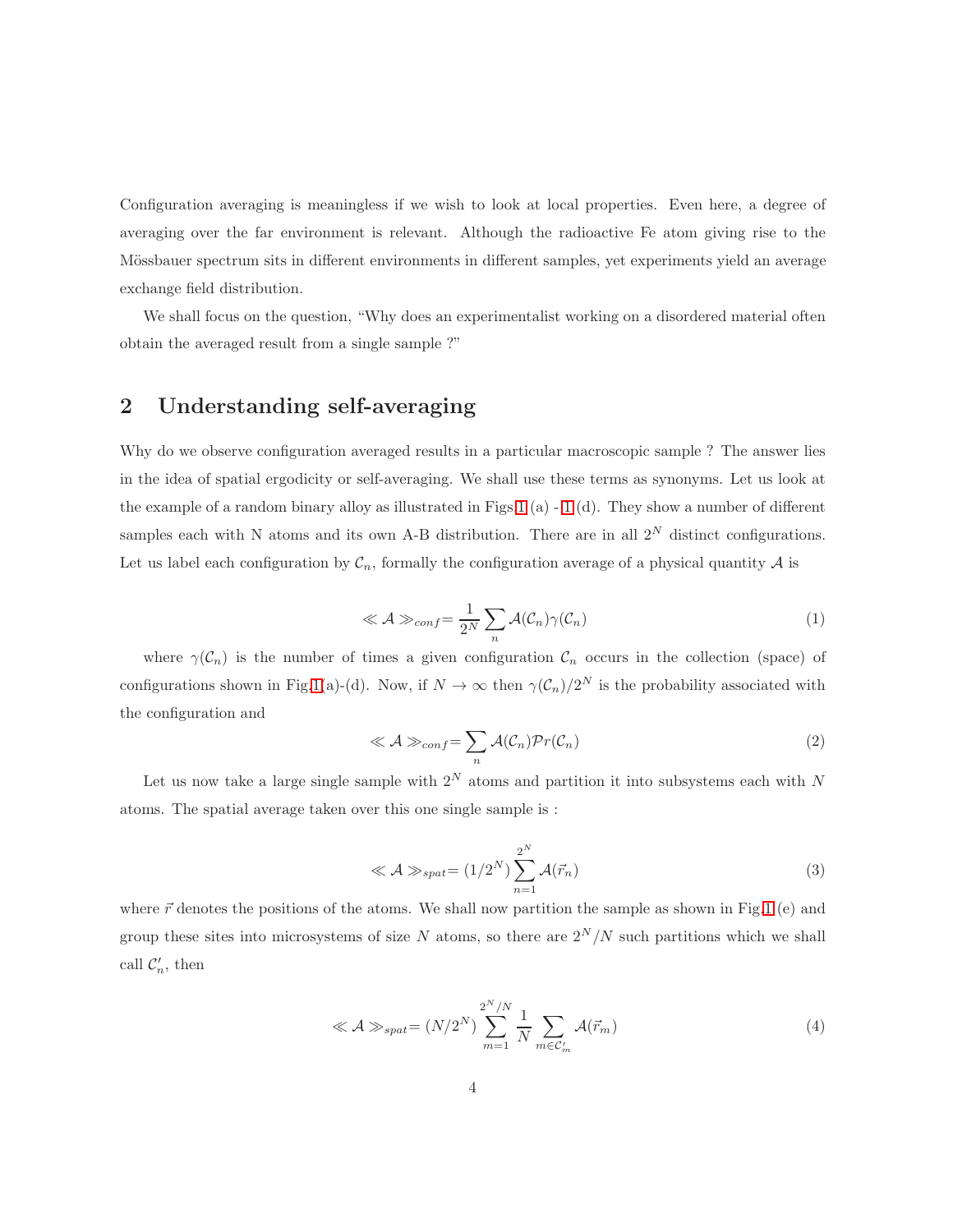Configuration averaging is meaningless if we wish to look at local properties. Even here, a degree of averaging over the far environment is relevant. Although the radioactive Fe atom giving rise to the Mössbauer spectrum sits in different environments in different samples, yet experiments yield an average exchange field distribution.

We shall focus on the question, "Why does an experimentalist working on a disordered material often obtain the averaged result from a single sample ?"

## 2 Understanding self-averaging

Why do we observe configuration averaged results in a particular macroscopic sample ? The answer lies in the idea of spatial ergodicity or self-averaging. We shall use these terms as synonyms. Let us look at the example of a random binary alloy as illustrated in Figs.1 (a) - 1 (d). They show a number of different samples each with N atoms and its own A-B distribution. There are in all $2^N$ distinct configurations. Let us label each configuration by $\mathcal{C}_n$, formally the configuration average of a physical quantity $\mathcal{A}$ is

$$\ll \mathcal{A} \gg_{conf} = \frac{1}{2^N} \sum_n \mathcal{A}(\mathcal{C}_n)\gamma(\mathcal{C}_n) \tag{1}$$

where $\gamma(\mathcal{C}_n)$ is the number of times a given configuration $\mathcal{C}_n$ occurs in the collection (space) of configurations shown in Fig.1(a)-(d). Now, if $N \to \infty$ then $\gamma(\mathcal{C}_n)/2^N$ is the probability associated with the configuration and

$$\ll \mathcal{A} \gg_{conf} = \sum_n \mathcal{A}(\mathcal{C}_n)\mathcal{P}r(\mathcal{C}_n) \tag{2}$$

Let us now take a large single sample with $2^N$ atoms and partition it into subsystems each with $N$ atoms. The spatial average taken over this one single sample is :

$$\ll \mathcal{A} \gg_{spat} = (1/2^N) \sum_{n=1}^{2^N} \mathcal{A}(\vec{r}_n) \tag{3}$$

where $\vec{r}$ denotes the positions of the atoms. We shall now partition the sample as shown in Fig.1 (e) and group these sites into microsystems of size $N$ atoms, so there are $2^N/N$ such partitions which we shall call $\mathcal{C}'_n$, then

$$\ll \mathcal{A} \gg_{spat} = (N/2^N) \sum_{m=1}^{2^N/N} \frac{1}{N} \sum_{m \in \mathcal{C}'_m} \mathcal{A}(\vec{r}_m) \tag{4}$$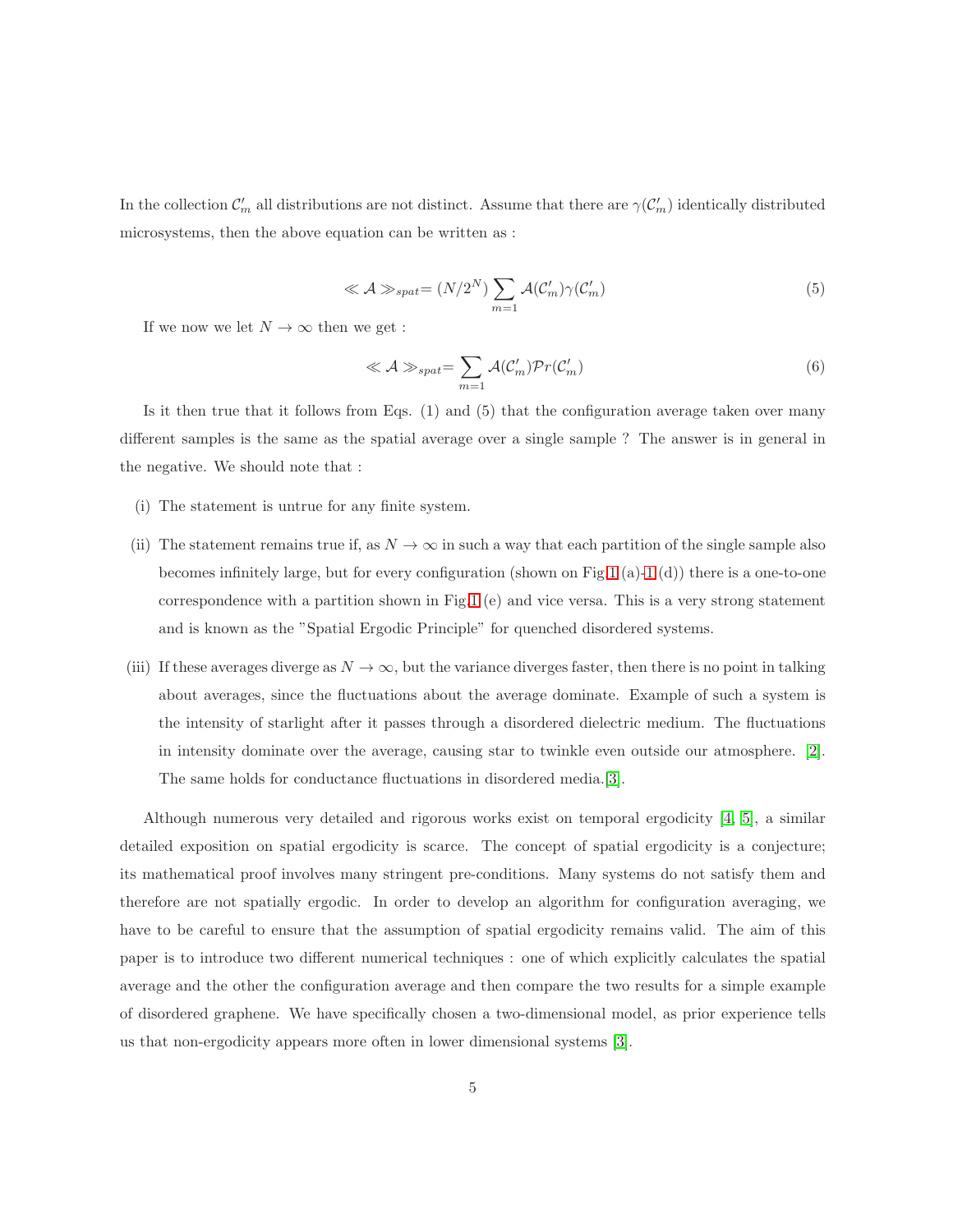In the collection $\mathcal{C}'_m$ all distributions are not distinct. Assume that there are $\gamma(\mathcal{C}'_m)$ identically distributed microsystems, then the above equation can be written as :

$$\ll \mathcal{A} \gg_{spat} = (N/2^N) \sum_{m=1} \mathcal{A}(\mathcal{C}'_m)\gamma(\mathcal{C}'_m) \tag{5}$$

If we now we let $N \to \infty$ then we get :

$$\ll \mathcal{A} \gg_{spat} = \sum_{m=1} \mathcal{A}(\mathcal{C}'_m)\mathcal{P}r(\mathcal{C}'_m) \tag{6}$$

Is it then true that it follows from Eqs. (1) and (5) that the configuration average taken over many different samples is the same as the spatial average over a single sample ? The answer is in general in the negative. We should note that :

(i) The statement is untrue for any finite system.

(ii) The statement remains true if, as $N \to \infty$ in such a way that each partition of the single sample also becomes infinitely large, but for every configuration (shown on Fig 1 (a)-1 (d)) there is a one-to-one correspondence with a partition shown in Fig 1 (e) and vice versa. This is a very strong statement and is known as the "Spatial Ergodic Principle" for quenched disordered systems.

(iii) If these averages diverge as $N \to \infty$, but the variance diverges faster, then there is no point in talking about averages, since the fluctuations about the average dominate. Example of such a system is the intensity of starlight after it passes through a disordered dielectric medium. The fluctuations in intensity dominate over the average, causing star to twinkle even outside our atmosphere. [2]. The same holds for conductance fluctuations in disordered media.[3].

Although numerous very detailed and rigorous works exist on temporal ergodicity [4, 5], a similar detailed exposition on spatial ergodicity is scarce. The concept of spatial ergodicity is a conjecture; its mathematical proof involves many stringent pre-conditions. Many systems do not satisfy them and therefore are not spatially ergodic. In order to develop an algorithm for configuration averaging, we have to be careful to ensure that the assumption of spatial ergodicity remains valid. The aim of this paper is to introduce two different numerical techniques : one of which explicitly calculates the spatial average and the other the configuration average and then compare the two results for a simple example of disordered graphene. We have specifically chosen a two-dimensional model, as prior experience tells us that non-ergodicity appears more often in lower dimensional systems [3].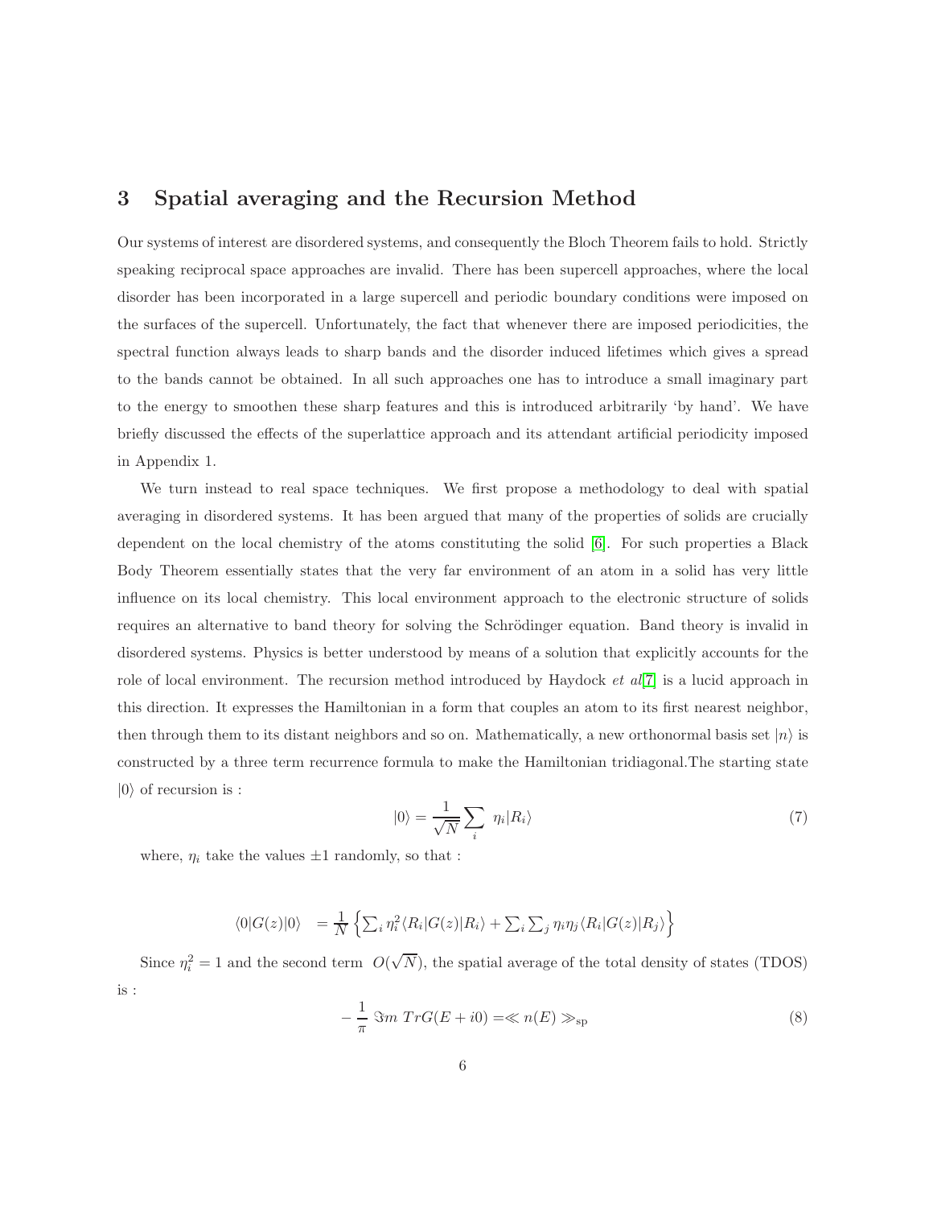## 3 Spatial averaging and the Recursion Method

Our systems of interest are disordered systems, and consequently the Bloch Theorem fails to hold. Strictly speaking reciprocal space approaches are invalid. There has been supercell approaches, where the local disorder has been incorporated in a large supercell and periodic boundary conditions were imposed on the surfaces of the supercell. Unfortunately, the fact that whenever there are imposed periodicities, the spectral function always leads to sharp bands and the disorder induced lifetimes which gives a spread to the bands cannot be obtained. In all such approaches one has to introduce a small imaginary part to the energy to smoothen these sharp features and this is introduced arbitrarily 'by hand'. We have briefly discussed the effects of the superlattice approach and its attendant artificial periodicity imposed in Appendix 1.

We turn instead to real space techniques. We first propose a methodology to deal with spatial averaging in disordered systems. It has been argued that many of the properties of solids are crucially dependent on the local chemistry of the atoms constituting the solid [6]. For such properties a Black Body Theorem essentially states that the very far environment of an atom in a solid has very little influence on its local chemistry. This local environment approach to the electronic structure of solids requires an alternative to band theory for solving the Schrödinger equation. Band theory is invalid in disordered systems. Physics is better understood by means of a solution that explicitly accounts for the role of local environment. The recursion method introduced by Haydock *et al*[7] is a lucid approach in this direction. It expresses the Hamiltonian in a form that couples an atom to its first nearest neighbor, then through them to its distant neighbors and so on. Mathematically, a new orthonormal basis set $|n\rangle$ is constructed by a three term recurrence formula to make the Hamiltonian tridiagonal.The starting state $|0\rangle$ of recursion is :

$$|0\rangle = \frac{1}{\sqrt{N}} \sum_i \eta_i |R_i\rangle \tag{7}$$

where, $\eta_i$ take the values $\pm 1$ randomly, so that :

$$\langle 0|G(z)|0\rangle \quad = \frac{1}{N} \left\{ \sum_i \eta_i^2 \langle R_i|G(z)|R_i\rangle + \sum_i \sum_j \eta_i \eta_j \langle R_i|G(z)|R_j\rangle \right\}$$

Since $\eta_i^2 = 1$ and the second term $O(\sqrt{N})$, the spatial average of the total density of states (TDOS) is :

$$-\frac{1}{\pi} \Im m \; TrG(E + i0) = \ll n(E) \gg_{\text{sp}} \tag{8}$$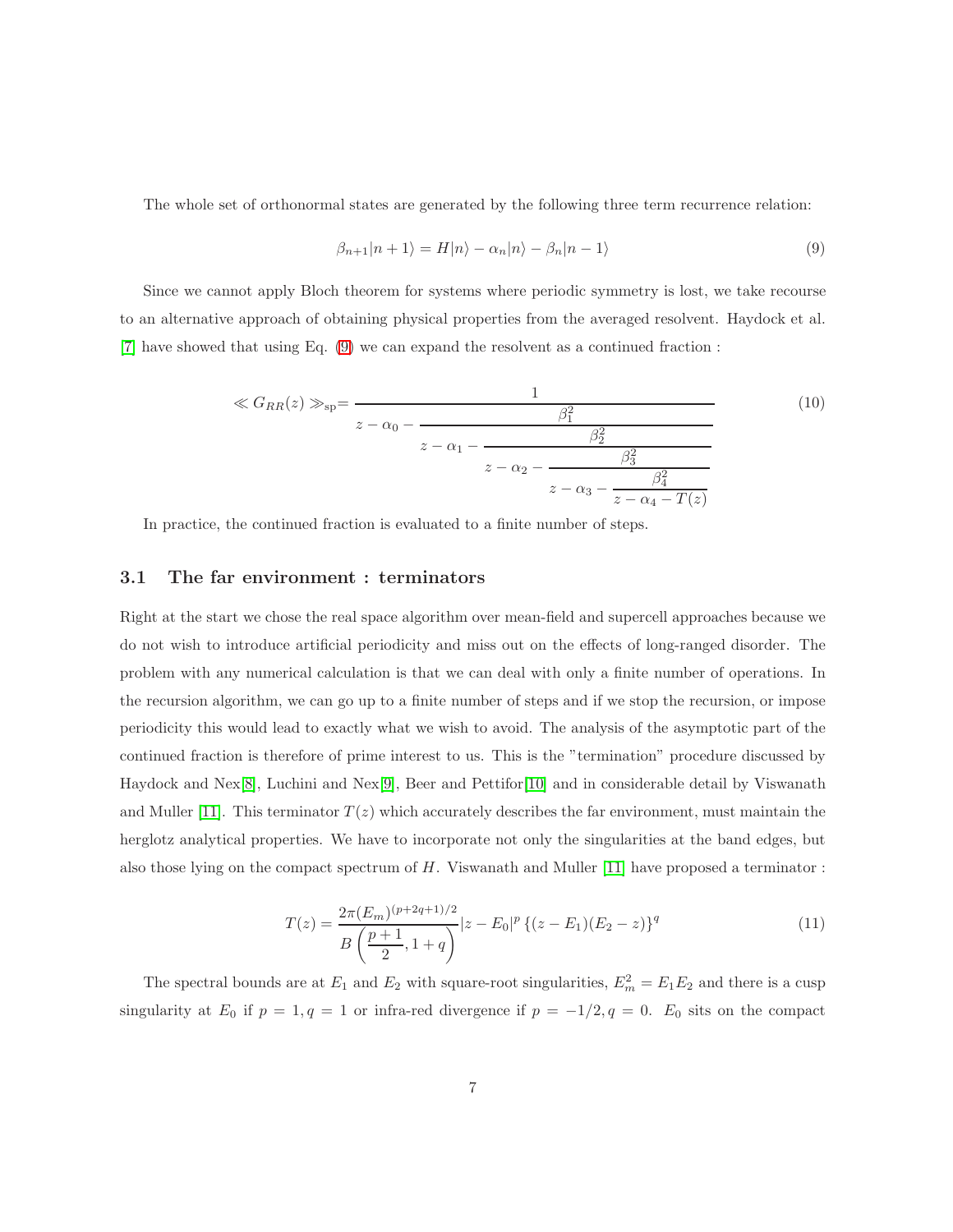The whole set of orthonormal states are generated by the following three term recurrence relation:

$$\beta_{n+1}|n+1\rangle = H|n\rangle - \alpha_n|n\rangle - \beta_n|n-1\rangle \tag{9}$$

Since we cannot apply Bloch theorem for systems where periodic symmetry is lost, we take recourse to an alternative approach of obtaining physical properties from the averaged resolvent. Haydock et al. [7] have showed that using Eq. (9) we can expand the resolvent as a continued fraction :

$$\ll G_{RR}(z) \gg_{\mathrm{sp}} = \cfrac{1}{z-\alpha_0-\cfrac{\beta_1^2}{z-\alpha_1-\cfrac{\beta_2^2}{z-\alpha_2-\cfrac{\beta_3^2}{z-\alpha_3-\cfrac{\beta_4^2}{z-\alpha_4-T(z)}}}}} \tag{10}$$

In practice, the continued fraction is evaluated to a finite number of steps.

### 3.1 The far environment : terminators

Right at the start we chose the real space algorithm over mean-field and supercell approaches because we do not wish to introduce artificial periodicity and miss out on the effects of long-ranged disorder. The problem with any numerical calculation is that we can deal with only a finite number of operations. In the recursion algorithm, we can go up to a finite number of steps and if we stop the recursion, or impose periodicity this would lead to exactly what we wish to avoid. The analysis of the asymptotic part of the continued fraction is therefore of prime interest to us. This is the "termination" procedure discussed by Haydock and Nex[8], Luchini and Nex[9], Beer and Pettifor[10] and in considerable detail by Viswanath and Muller [11]. This terminator $T(z)$ which accurately describes the far environment, must maintain the herglotz analytical properties. We have to incorporate not only the singularities at the band edges, but also those lying on the compact spectrum of $H$. Viswanath and Muller [11] have proposed a terminator :

$$T(z) = \frac{2\pi (E_m)^{(p+2q+1)/2}}{B\left(\dfrac{p+1}{2}, 1+q\right)} |z-E_0|^p \left\{(z-E_1)(E_2-z)\right\}^q \tag{11}$$

The spectral bounds are at $E_1$ and $E_2$ with square-root singularities, $E_m^2 = E_1 E_2$ and there is a cusp singularity at $E_0$ if $p=1, q=1$ or infra-red divergence if $p=-1/2, q=0$. $E_0$ sits on the compact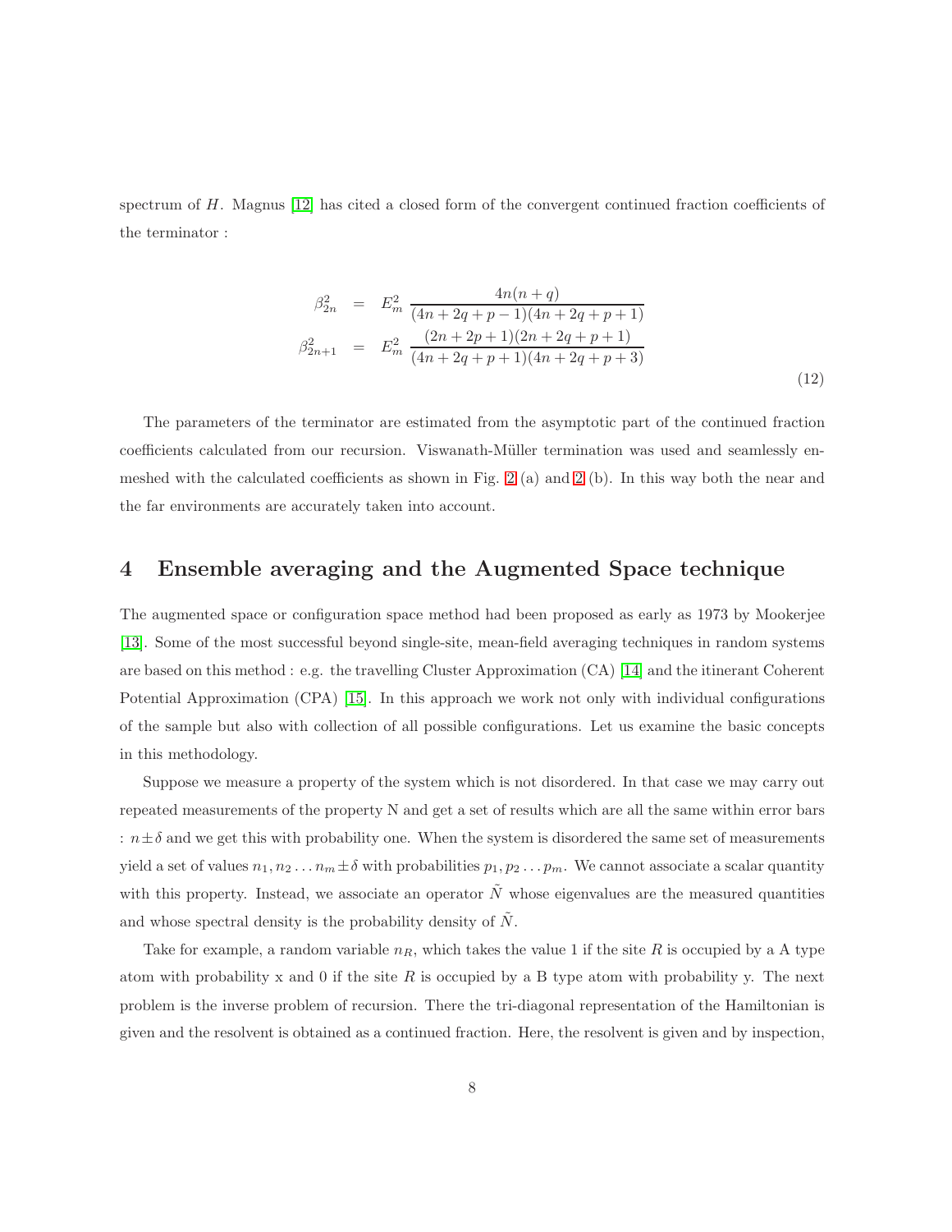spectrum of $H$. Magnus [12] has cited a closed form of the convergent continued fraction coefficients of the terminator :

$$
\begin{aligned}
\beta_{2n}^2 &= E_m^2 \, \frac{4n(n+q)}{(4n+2q+p-1)(4n+2q+p+1)} \\
\beta_{2n+1}^2 &= E_m^2 \, \frac{(2n+2p+1)(2n+2q+p+1)}{(4n+2q+p+1)(4n+2q+p+3)}
\end{aligned}
\tag{12}
$$

The parameters of the terminator are estimated from the asymptotic part of the continued fraction coefficients calculated from our recursion. Viswanath-Müller termination was used and seamlessly enmeshed with the calculated coefficients as shown in Fig. 2 (a) and 2 (b). In this way both the near and the far environments are accurately taken into account.

# 4 Ensemble averaging and the Augmented Space technique

The augmented space or configuration space method had been proposed as early as 1973 by Mookerjee [13]. Some of the most successful beyond single-site, mean-field averaging techniques in random systems are based on this method : e.g. the travelling Cluster Approximation (CA) [14] and the itinerant Coherent Potential Approximation (CPA) [15]. In this approach we work not only with individual configurations of the sample but also with collection of all possible configurations. Let us examine the basic concepts in this methodology.

Suppose we measure a property of the system which is not disordered. In that case we may carry out repeated measurements of the property N and get a set of results which are all the same within error bars : $n \pm \delta$ and we get this with probability one. When the system is disordered the same set of measurements yield a set of values $n_1, n_2 \ldots n_m \pm \delta$ with probabilities $p_1, p_2 \ldots p_m$. We cannot associate a scalar quantity with this property. Instead, we associate an operator $\tilde{N}$ whose eigenvalues are the measured quantities and whose spectral density is the probability density of $\tilde{N}$.

Take for example, a random variable $n_R$, which takes the value 1 if the site $R$ is occupied by a A type atom with probability x and 0 if the site $R$ is occupied by a B type atom with probability y. The next problem is the inverse problem of recursion. There the tri-diagonal representation of the Hamiltonian is given and the resolvent is obtained as a continued fraction. Here, the resolvent is given and by inspection,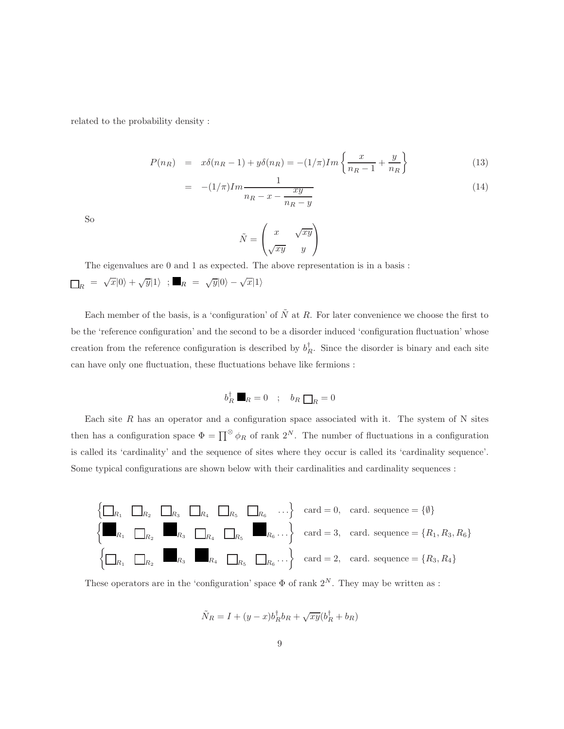related to the probability density :

$$
\begin{aligned}
P(n_R) &= x\delta(n_R - 1) + y\delta(n_R) = -(1/\pi) Im \left\{ \frac{x}{n_R - 1} + \frac{y}{n_R} \right\} &(13)\\
&= -(1/\pi) Im \frac{1}{n_R - x - \dfrac{xy}{n_R - y}} &(14)
\end{aligned}
$$

So

$$
\tilde{N} = \begin{pmatrix} x & \sqrt{xy} \\ \sqrt{xy} & y \end{pmatrix}
$$

The eigenvalues are 0 and 1 as expected. The above representation is in a basis :

$\square_R \; = \; \sqrt{x}|0\rangle + \sqrt{y}|1\rangle \;\; ; \blacksquare_R \; = \; \sqrt{y}|0\rangle - \sqrt{x}|1\rangle$

Each member of the basis, is a 'configuration' of $\tilde{N}$ at $R$. For later convenience we choose the first to be the 'reference configuration' and the second to be a disorder induced 'configuration fluctuation' whose creation from the reference configuration is described by $b^\dagger_R$. Since the disorder is binary and each site can have only one fluctuation, these fluctuations behave like fermions :

$$
b^\dagger_R \blacksquare_R = 0 \quad ; \quad b_R \square_R = 0
$$

Each site $R$ has an operator and a configuration space associated with it. The system of N sites then has a configuration space $\Phi = \prod^{\otimes} \phi_R$ of rank $2^N$. The number of fluctuations in a configuration is called its 'cardinality' and the sequence of sites where they occur is called its 'cardinality sequence'. Some typical configurations are shown below with their cardinalities and cardinality sequences :

$$
\begin{aligned}
&\left\{ \square_{R_1} \; \square_{R_2} \; \square_{R_3} \; \square_{R_4} \; \square_{R_5} \; \square_{R_6} \; \ldots \right\} \quad \text{card} = 0, \quad \text{card. sequence} = \{\emptyset\} \\
&\left\{ \blacksquare_{R_1} \; \square_{R_2} \; \blacksquare_{R_3} \; \square_{R_4} \; \square_{R_5} \; \blacksquare_{R_6} \ldots \right\} \quad \text{card} = 3, \quad \text{card. sequence} = \{R_1, R_3, R_6\} \\
&\left\{ \square_{R_1} \; \square_{R_2} \; \blacksquare_{R_3} \; \blacksquare_{R_4} \; \square_{R_5} \; \square_{R_6} \ldots \right\} \quad \text{card} = 2, \quad \text{card. sequence} = \{R_3, R_4\}
\end{aligned}
$$

These operators are in the 'configuration' space $\Phi$ of rank $2^N$. They may be written as :

$$
\tilde{N}_R = I + (y - x) b^\dagger_R b_R + \sqrt{xy}(b^\dagger_R + b_R)
$$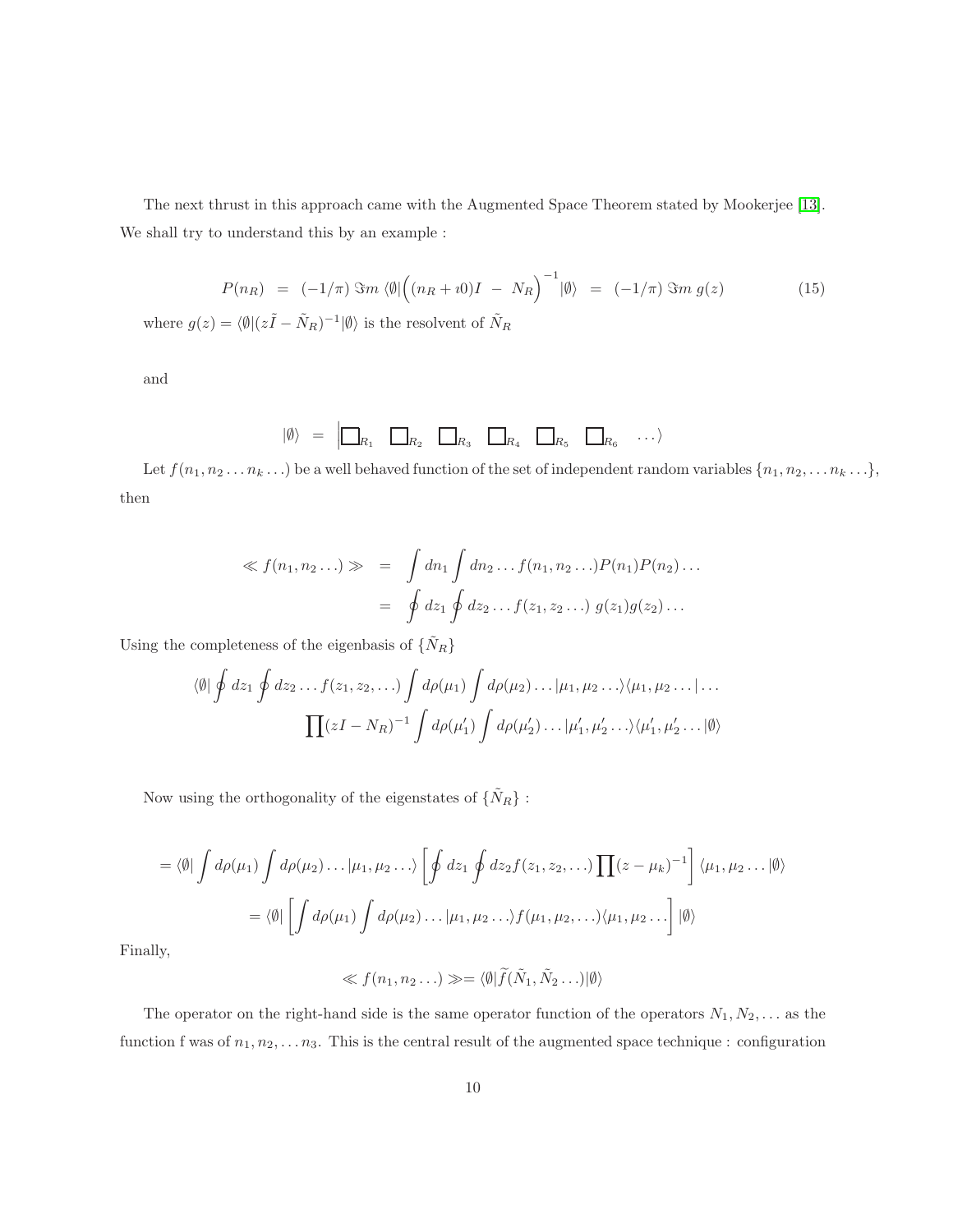The next thrust in this approach came with the Augmented Space Theorem stated by Mookerjee [13]. We shall try to understand this by an example :

$$P(n_R) \;=\; (-1/\pi)\,\Im m\,\langle\emptyset|\Big((n_R+\imath 0)I \;-\; N_R\Big)^{-1}|\emptyset\rangle \;=\; (-1/\pi)\,\Im m\; g(z) \tag{15}$$

where $g(z) = \langle\emptyset|(z\tilde{I} - \tilde{N}_R)^{-1}|\emptyset\rangle$ is the resolvent of $\tilde{N}_R$

and

$$|\emptyset\rangle \;=\; \Big|\square_{R_1}\;\;\square_{R_2}\;\;\square_{R_3}\;\;\square_{R_4}\;\;\square_{R_5}\;\;\square_{R_6}\;\;\ldots\rangle$$

Let $f(n_1, n_2 \ldots n_k \ldots)$ be a well behaved function of the set of independent random variables $\{n_1, n_2, \ldots n_k \ldots\}$, then

$$\begin{aligned}
\ll f(n_1, n_2 \ldots) \gg \;&=\; \int dn_1 \int dn_2 \ldots f(n_1, n_2 \ldots) P(n_1) P(n_2) \ldots \\
&=\; \oint dz_1 \oint dz_2 \ldots f(z_1, z_2 \ldots)\; g(z_1) g(z_2) \ldots
\end{aligned}$$

Using the completeness of the eigenbasis of $\{\tilde{N}_R\}$

$$\begin{aligned}
\langle\emptyset|\oint dz_1 \oint dz_2 \ldots f(z_1, z_2, \ldots) \int d\rho(\mu_1) \int d\rho(\mu_2) \ldots |\mu_1, \mu_2 \ldots\rangle\langle\mu_1, \mu_2 \ldots| \ldots \\
\prod (zI - N_R)^{-1} \int d\rho(\mu_1') \int d\rho(\mu_2') \ldots |\mu_1', \mu_2' \ldots\rangle\langle\mu_1', \mu_2' \ldots|\emptyset\rangle
\end{aligned}$$

Now using the orthogonality of the eigenstates of $\{\tilde{N}_R\}$ :

$$\begin{aligned}
&= \langle\emptyset| \int d\rho(\mu_1) \int d\rho(\mu_2) \ldots |\mu_1, \mu_2 \ldots\rangle \left[\oint dz_1 \oint dz_2 f(z_1, z_2, \ldots) \prod (z - \mu_k)^{-1}\right] \langle\mu_1, \mu_2 \ldots|\emptyset\rangle \\
&= \langle\emptyset| \left[\int d\rho(\mu_1) \int d\rho(\mu_2) \ldots |\mu_1, \mu_2 \ldots\rangle f(\mu_1, \mu_2, \ldots) \langle\mu_1, \mu_2 \ldots\right] |\emptyset\rangle
\end{aligned}$$

Finally,

$$\ll f(n_1, n_2 \ldots) \gg = \langle\emptyset|\widetilde{f}(\tilde{N}_1, \tilde{N}_2 \ldots)|\emptyset\rangle$$

The operator on the right-hand side is the same operator function of the operators $N_1, N_2, \ldots$ as the function f was of $n_1, n_2, \ldots n_3$. This is the central result of the augmented space technique : configuration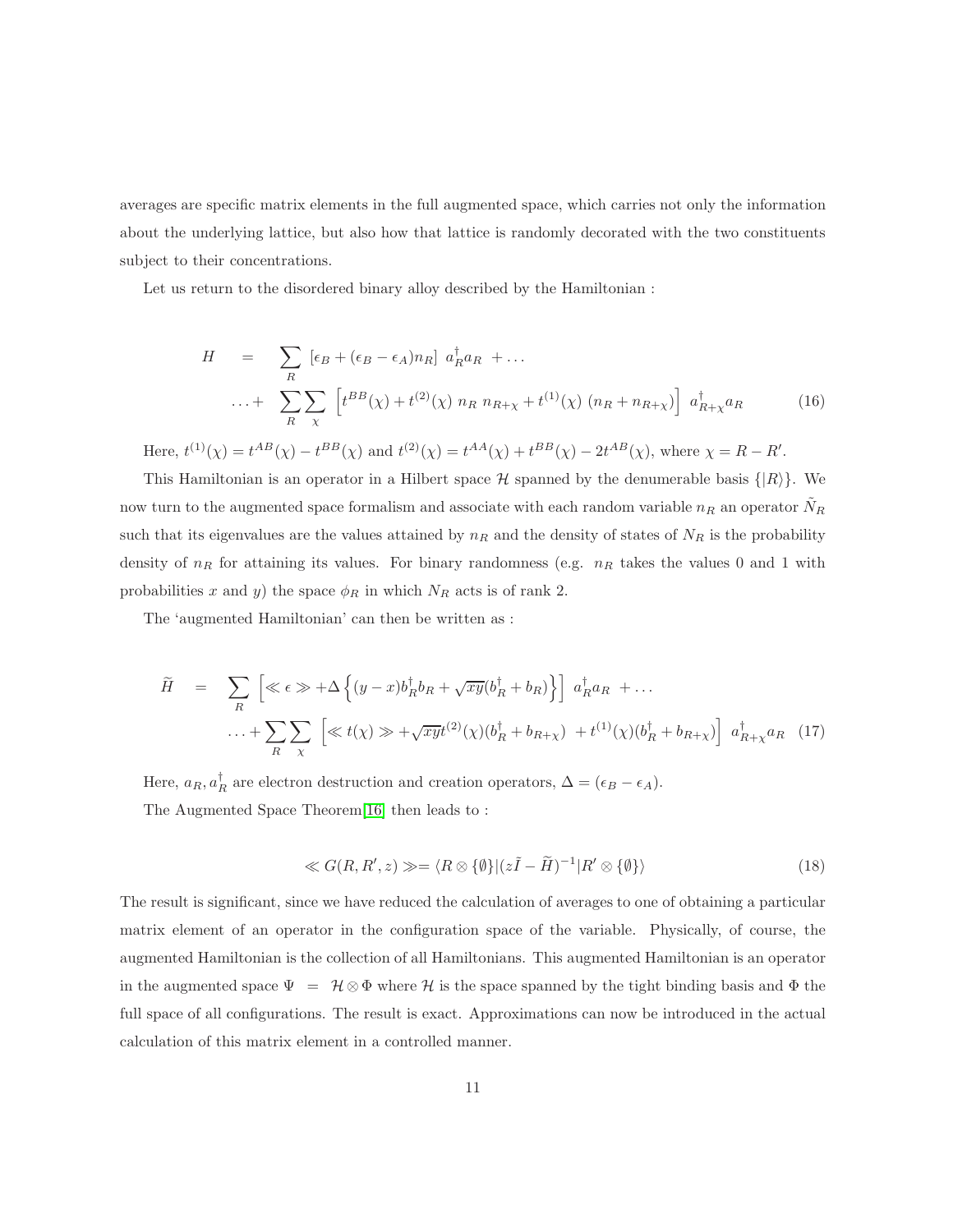averages are specific matrix elements in the full augmented space, which carries not only the information about the underlying lattice, but also how that lattice is randomly decorated with the two constituents subject to their concentrations.

Let us return to the disordered binary alloy described by the Hamiltonian :

$$
\begin{aligned}
H \quad &= \quad \sum_R \; [\epsilon_B + (\epsilon_B - \epsilon_A) n_R] \;\; a^\dagger_R a_R \; + \ldots \\
&\ldots + \quad \sum_R \sum_\chi \; \left[ t^{BB}(\chi) + t^{(2)}(\chi) \; n_R \; n_{R+\chi} + t^{(1)}(\chi) \; (n_R + n_{R+\chi}) \right] \; a^\dagger_{R+\chi} a_R
\end{aligned}
\tag{16}
$$

Here, $t^{(1)}(\chi) = t^{AB}(\chi) - t^{BB}(\chi)$ and $t^{(2)}(\chi) = t^{AA}(\chi) + t^{BB}(\chi) - 2t^{AB}(\chi)$, where $\chi = R - R'$.

This Hamiltonian is an operator in a Hilbert space $\mathcal{H}$ spanned by the denumerable basis $\{|R\rangle\}$. We now turn to the augmented space formalism and associate with each random variable $n_R$ an operator $\tilde{N}_R$ such that its eigenvalues are the values attained by $n_R$ and the density of states of $N_R$ is the probability density of $n_R$ for attaining its values. For binary randomness (e.g. $n_R$ takes the values 0 and 1 with probabilities $x$ and $y$) the space $\phi_R$ in which $N_R$ acts is of rank 2.

The 'augmented Hamiltonian' can then be written as :

$$
\begin{aligned}
\widetilde{H} \quad &= \quad \sum_R \; \left[ \ll \epsilon \gg + \Delta \left\{ (y-x) b^\dagger_R b_R + \sqrt{xy}(b^\dagger_R + b_R) \right\} \right] \; a^\dagger_R a_R \; + \ldots \\
&\ldots + \sum_R \sum_\chi \; \left[ \ll t(\chi) \gg + \sqrt{xy} t^{(2)}(\chi)(b^\dagger_R + b_{R+\chi}) \; + t^{(1)}(\chi)(b^\dagger_R + b_{R+\chi}) \right] \; a^\dagger_{R+\chi} a_R
\end{aligned}
\tag{17}
$$

Here, $a_R, a^\dagger_R$ are electron destruction and creation operators, $\Delta = (\epsilon_B - \epsilon_A)$.

The Augmented Space Theorem[16] then leads to :

$$
\ll G(R,R',z) \gg = \langle R \otimes \{\emptyset\} | (z\tilde{I} - \widetilde{H})^{-1} | R' \otimes \{\emptyset\} \rangle
\tag{18}
$$

The result is significant, since we have reduced the calculation of averages to one of obtaining a particular matrix element of an operator in the configuration space of the variable. Physically, of course, the augmented Hamiltonian is the collection of all Hamiltonians. This augmented Hamiltonian is an operator in the augmented space $\Psi \;=\; \mathcal{H} \otimes \Phi$ where $\mathcal{H}$ is the space spanned by the tight binding basis and $\Phi$ the full space of all configurations. The result is exact. Approximations can now be introduced in the actual calculation of this matrix element in a controlled manner.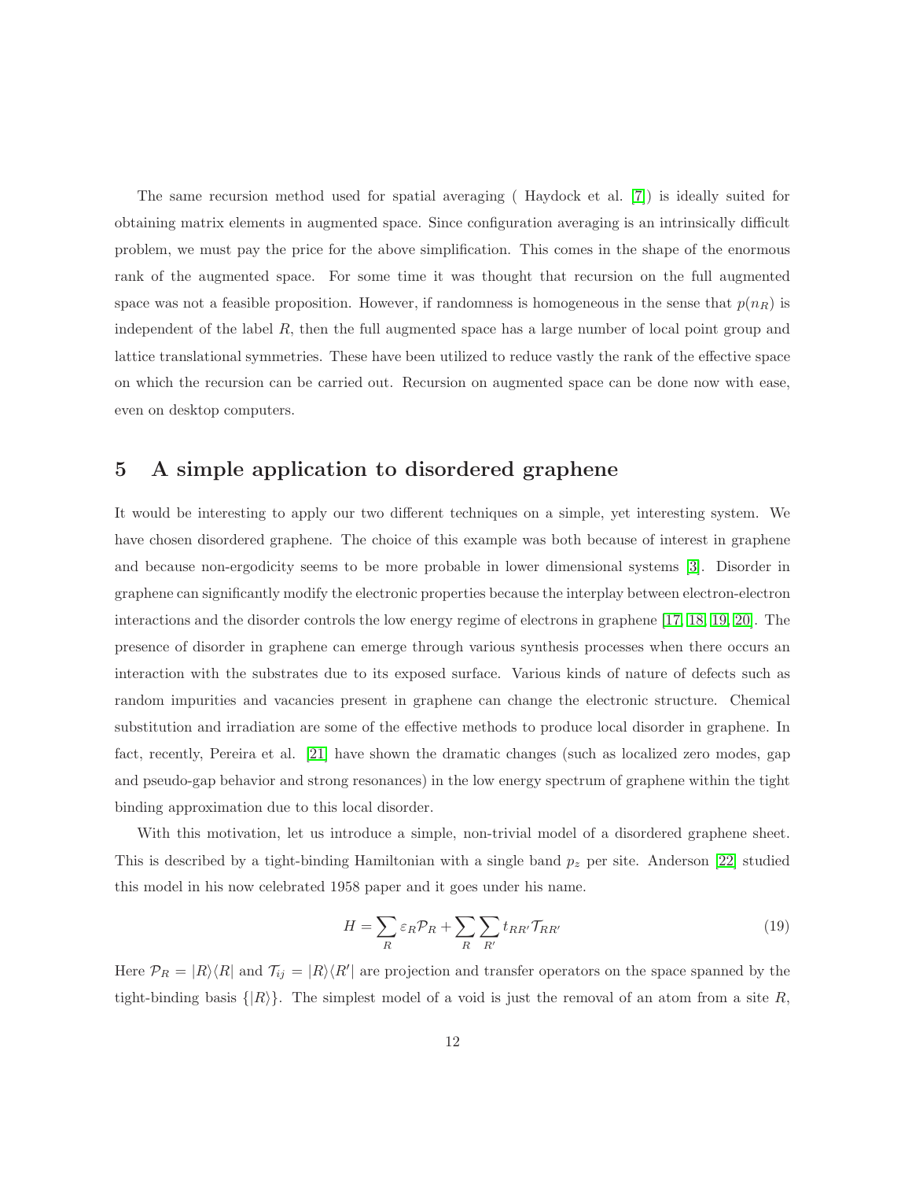The same recursion method used for spatial averaging ( Haydock et al. [7]) is ideally suited for obtaining matrix elements in augmented space. Since configuration averaging is an intrinsically difficult problem, we must pay the price for the above simplification. This comes in the shape of the enormous rank of the augmented space. For some time it was thought that recursion on the full augmented space was not a feasible proposition. However, if randomness is homogeneous in the sense that $p(n_R)$ is independent of the label $R$, then the full augmented space has a large number of local point group and lattice translational symmetries. These have been utilized to reduce vastly the rank of the effective space on which the recursion can be carried out. Recursion on augmented space can be done now with ease, even on desktop computers.

## 5 A simple application to disordered graphene

It would be interesting to apply our two different techniques on a simple, yet interesting system. We have chosen disordered graphene. The choice of this example was both because of interest in graphene and because non-ergodicity seems to be more probable in lower dimensional systems [3]. Disorder in graphene can significantly modify the electronic properties because the interplay between electron-electron interactions and the disorder controls the low energy regime of electrons in graphene [17, 18, 19, 20]. The presence of disorder in graphene can emerge through various synthesis processes when there occurs an interaction with the substrates due to its exposed surface. Various kinds of nature of defects such as random impurities and vacancies present in graphene can change the electronic structure. Chemical substitution and irradiation are some of the effective methods to produce local disorder in graphene. In fact, recently, Pereira et al. [21] have shown the dramatic changes (such as localized zero modes, gap and pseudo-gap behavior and strong resonances) in the low energy spectrum of graphene within the tight binding approximation due to this local disorder.

With this motivation, let us introduce a simple, non-trivial model of a disordered graphene sheet. This is described by a tight-binding Hamiltonian with a single band $p_z$ per site. Anderson [22] studied this model in his now celebrated 1958 paper and it goes under his name.

$$H = \sum_R \varepsilon_R \mathcal{P}_R + \sum_R \sum_{R'} t_{RR'} \mathcal{T}_{RR'} \tag{19}$$

Here $\mathcal{P}_R = |R\rangle\langle R|$ and $\mathcal{T}_{ij} = |R\rangle\langle R'|$ are projection and transfer operators on the space spanned by the tight-binding basis $\{|R\rangle\}$. The simplest model of a void is just the removal of an atom from a site $R$,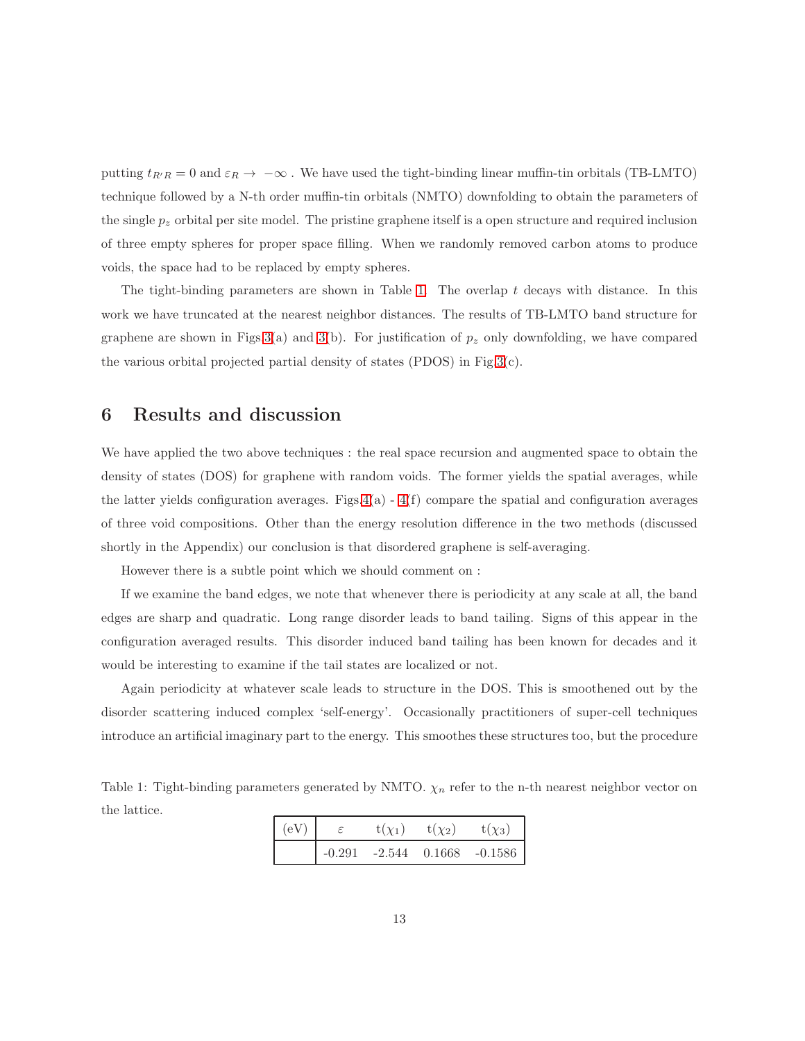putting $t_{R'R} = 0$ and $\varepsilon_R \to -\infty$ . We have used the tight-binding linear muffin-tin orbitals (TB-LMTO) technique followed by a N-th order muffin-tin orbitals (NMTO) downfolding to obtain the parameters of the single $p_z$ orbital per site model. The pristine graphene itself is a open structure and required inclusion of three empty spheres for proper space filling. When we randomly removed carbon atoms to produce voids, the space had to be replaced by empty spheres.

The tight-binding parameters are shown in Table 1. The overlap $t$ decays with distance. In this work we have truncated at the nearest neighbor distances. The results of TB-LMTO band structure for graphene are shown in Figs 3(a) and 3(b). For justification of $p_z$ only downfolding, we have compared the various orbital projected partial density of states (PDOS) in Fig 3(c).

## 6 Results and discussion

We have applied the two above techniques : the real space recursion and augmented space to obtain the density of states (DOS) for graphene with random voids. The former yields the spatial averages, while the latter yields configuration averages. Figs 4(a) - 4(f) compare the spatial and configuration averages of three void compositions. Other than the energy resolution difference in the two methods (discussed shortly in the Appendix) our conclusion is that disordered graphene is self-averaging.

However there is a subtle point which we should comment on :

If we examine the band edges, we note that whenever there is periodicity at any scale at all, the band edges are sharp and quadratic. Long range disorder leads to band tailing. Signs of this appear in the configuration averaged results. This disorder induced band tailing has been known for decades and it would be interesting to examine if the tail states are localized or not.

Again periodicity at whatever scale leads to structure in the DOS. This is smoothened out by the disorder scattering induced complex 'self-energy'. Occasionally practitioners of super-cell techniques introduce an artificial imaginary part to the energy. This smoothes these structures too, but the procedure

Table 1: Tight-binding parameters generated by NMTO. $\chi_n$ refer to the n-th nearest neighbor vector on the lattice.

| (eV) | $\varepsilon$ | t($\chi_1$) | t($\chi_2$) | t($\chi_3$) |
|---|---|---|---|---|
| | -0.291 | -2.544 | 0.1668 | -0.1586 |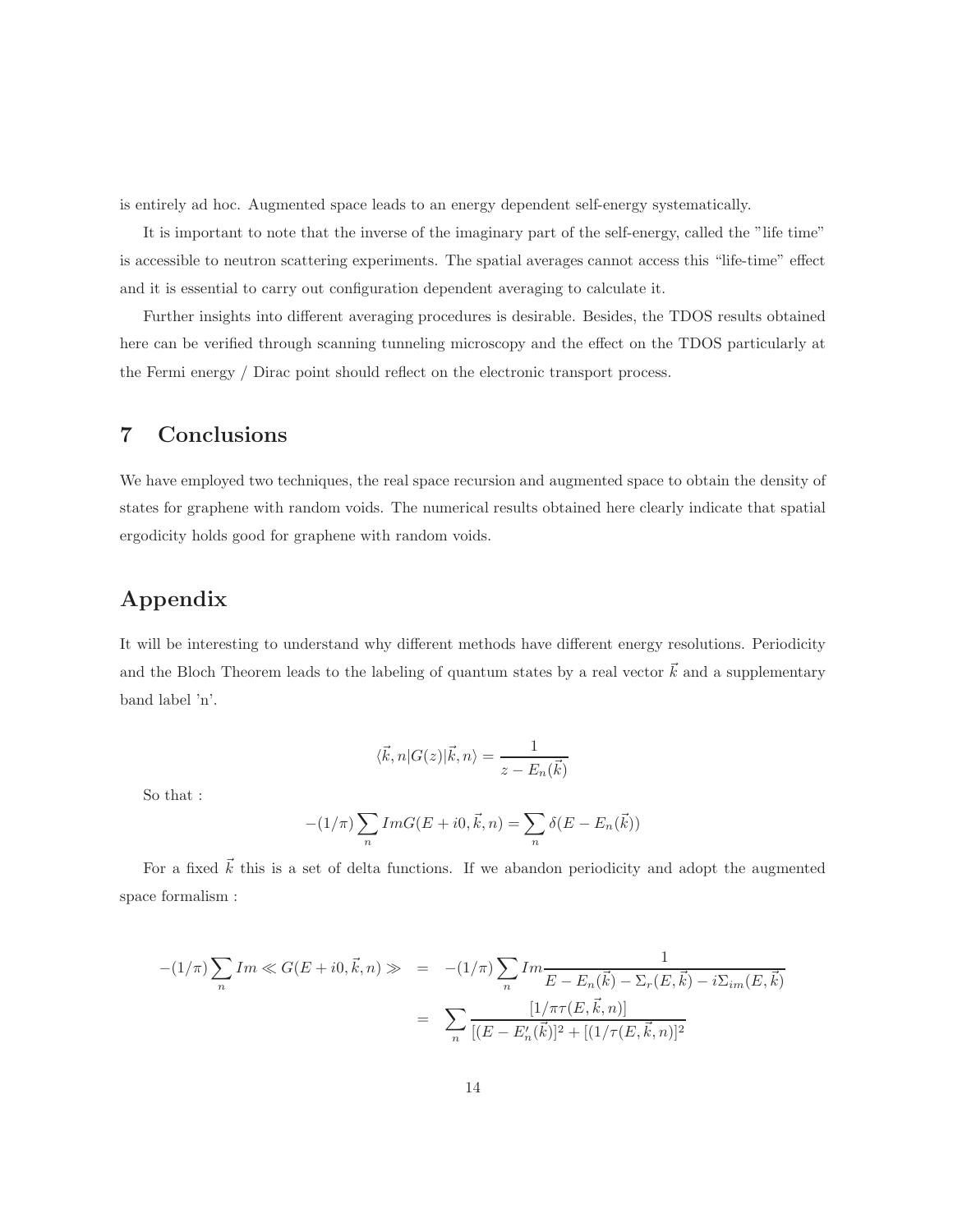is entirely ad hoc. Augmented space leads to an energy dependent self-energy systematically.

It is important to note that the inverse of the imaginary part of the self-energy, called the "life time" is accessible to neutron scattering experiments. The spatial averages cannot access this "life-time" effect and it is essential to carry out configuration dependent averaging to calculate it.

Further insights into different averaging procedures is desirable. Besides, the TDOS results obtained here can be verified through scanning tunneling microscopy and the effect on the TDOS particularly at the Fermi energy / Dirac point should reflect on the electronic transport process.

# 7 Conclusions

We have employed two techniques, the real space recursion and augmented space to obtain the density of states for graphene with random voids. The numerical results obtained here clearly indicate that spatial ergodicity holds good for graphene with random voids.

# Appendix

It will be interesting to understand why different methods have different energy resolutions. Periodicity and the Bloch Theorem leads to the labeling of quantum states by a real vector $\vec{k}$ and a supplementary band label 'n'.

$$\langle \vec{k}, n | G(z) | \vec{k}, n \rangle = \frac{1}{z - E_n(\vec{k})}$$

So that :

$$-(1/\pi) \sum_n Im G(E + i0, \vec{k}, n) = \sum_n \delta(E - E_n(\vec{k}))$$

For a fixed $\vec{k}$ this is a set of delta functions. If we abandon periodicity and adopt the augmented space formalism :

$$\begin{aligned}
-(1/\pi) \sum_n Im \ll G(E + i0, \vec{k}, n) \gg &= -(1/\pi) \sum_n Im \frac{1}{E - E_n(\vec{k}) - \Sigma_r(E, \vec{k}) - i\Sigma_{im}(E, \vec{k})} \\
&= \sum_n \frac{[1/\pi\tau(E, \vec{k}, n)]}{[(E - E'_n(\vec{k})]^2 + [(1/\tau(E, \vec{k}, n)]^2}
\end{aligned}$$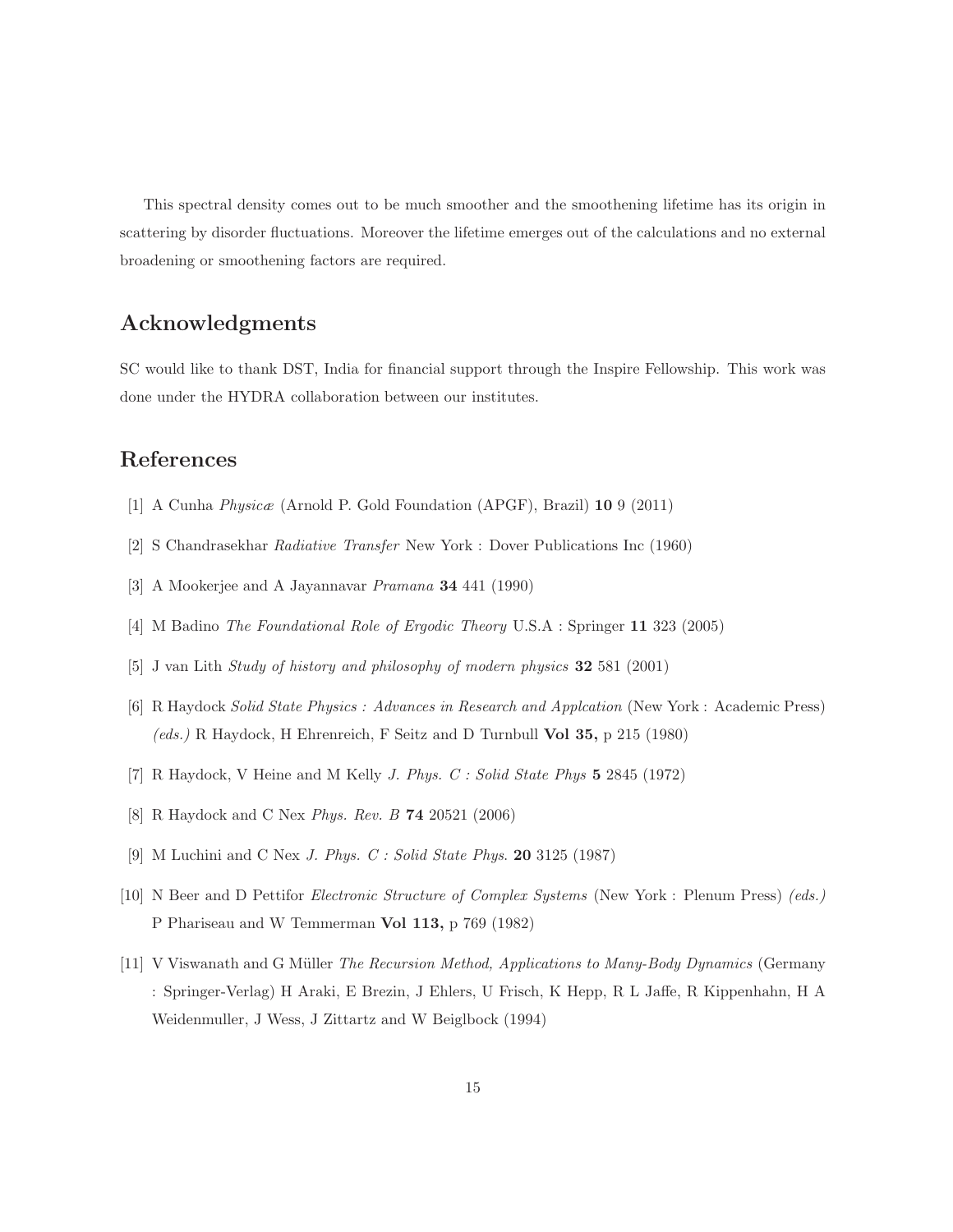This spectral density comes out to be much smoother and the smoothening lifetime has its origin in scattering by disorder fluctuations. Moreover the lifetime emerges out of the calculations and no external broadening or smoothening factors are required.

## Acknowledgments

SC would like to thank DST, India for financial support through the Inspire Fellowship. This work was done under the HYDRA collaboration between our institutes.

## References

[1] A Cunha *Physicæ* (Arnold P. Gold Foundation (APGF), Brazil) **10** 9 (2011)

[2] S Chandrasekhar *Radiative Transfer* New York : Dover Publications Inc (1960)

[3] A Mookerjee and A Jayannavar *Pramana* **34** 441 (1990)

[4] M Badino *The Foundational Role of Ergodic Theory* U.S.A : Springer **11** 323 (2005)

[5] J van Lith *Study of history and philosophy of modern physics* **32** 581 (2001)

[6] R Haydock *Solid State Physics : Advances in Research and Applcation* (New York : Academic Press) *(eds.)* R Haydock, H Ehrenreich, F Seitz and D Turnbull **Vol 35,** p 215 (1980)

[7] R Haydock, V Heine and M Kelly *J. Phys. C : Solid State Phys* **5** 2845 (1972)

[8] R Haydock and C Nex *Phys. Rev. B* **74** 20521 (2006)

[9] M Luchini and C Nex *J. Phys. C : Solid State Phys.* **20** 3125 (1987)

[10] N Beer and D Pettifor *Electronic Structure of Complex Systems* (New York : Plenum Press) *(eds.)* P Phariseau and W Temmerman **Vol 113,** p 769 (1982)

[11] V Viswanath and G Müller *The Recursion Method, Applications to Many-Body Dynamics* (Germany : Springer-Verlag) H Araki, E Brezin, J Ehlers, U Frisch, K Hepp, R L Jaffe, R Kippenhahn, H A Weidenmuller, J Wess, J Zittartz and W Beiglbock (1994)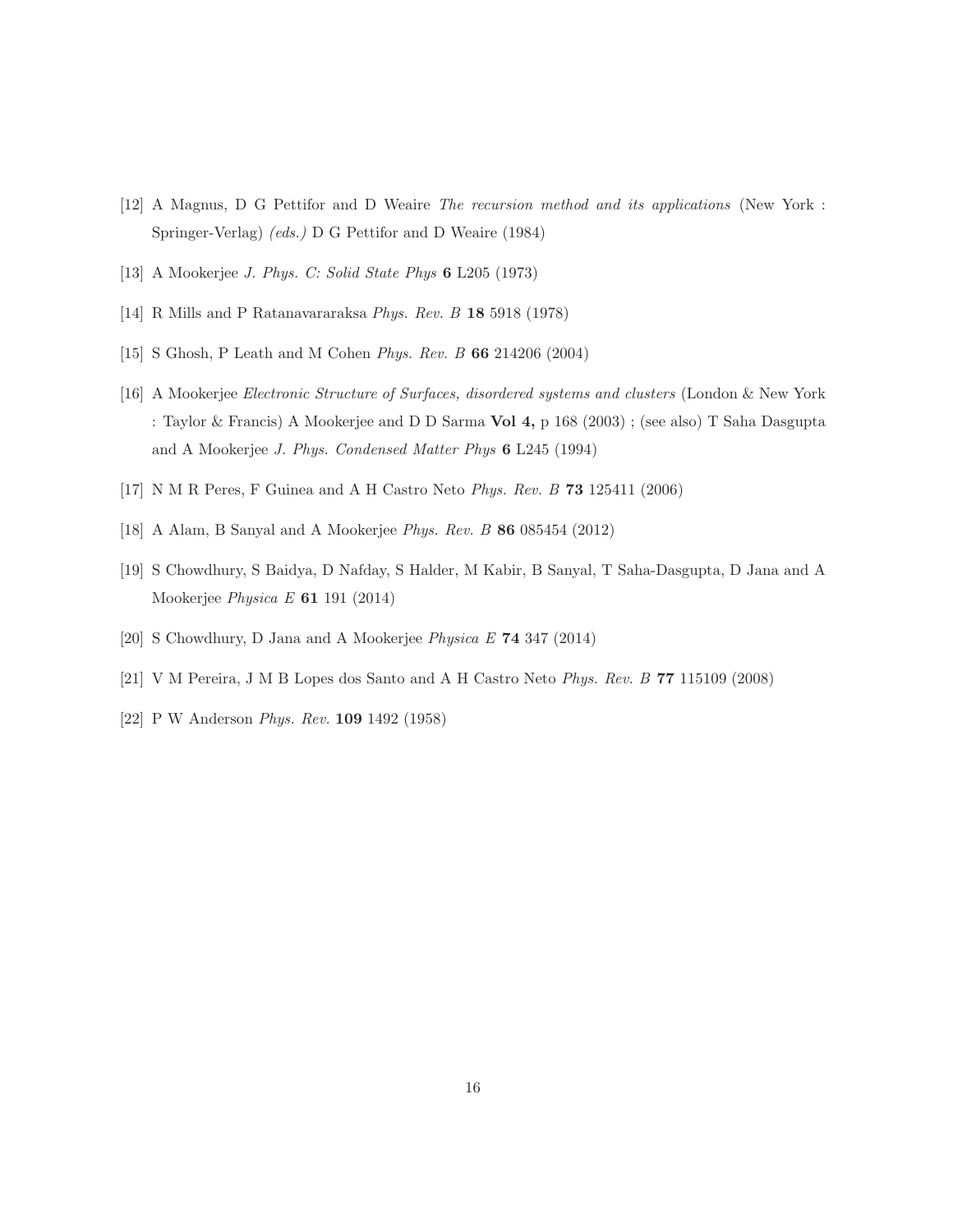[12] A Magnus, D G Pettifor and D Weaire *The recursion method and its applications* (New York : Springer-Verlag) *(eds.)* D G Pettifor and D Weaire (1984)

[13] A Mookerjee *J. Phys. C: Solid State Phys* **6** L205 (1973)

[14] R Mills and P Ratanavararaksa *Phys. Rev. B* **18** 5918 (1978)

[15] S Ghosh, P Leath and M Cohen *Phys. Rev. B* **66** 214206 (2004)

[16] A Mookerjee *Electronic Structure of Surfaces, disordered systems and clusters* (London & New York : Taylor & Francis) A Mookerjee and D D Sarma **Vol 4,** p 168 (2003) ; (see also) T Saha Dasgupta and A Mookerjee *J. Phys. Condensed Matter Phys* **6** L245 (1994)

[17] N M R Peres, F Guinea and A H Castro Neto *Phys. Rev. B* **73** 125411 (2006)

[18] A Alam, B Sanyal and A Mookerjee *Phys. Rev. B* **86** 085454 (2012)

[19] S Chowdhury, S Baidya, D Nafday, S Halder, M Kabir, B Sanyal, T Saha-Dasgupta, D Jana and A Mookerjee *Physica E* **61** 191 (2014)

[20] S Chowdhury, D Jana and A Mookerjee *Physica E* **74** 347 (2014)

[21] V M Pereira, J M B Lopes dos Santo and A H Castro Neto *Phys. Rev. B* **77** 115109 (2008)

[22] P W Anderson *Phys. Rev.* **109** 1492 (1958)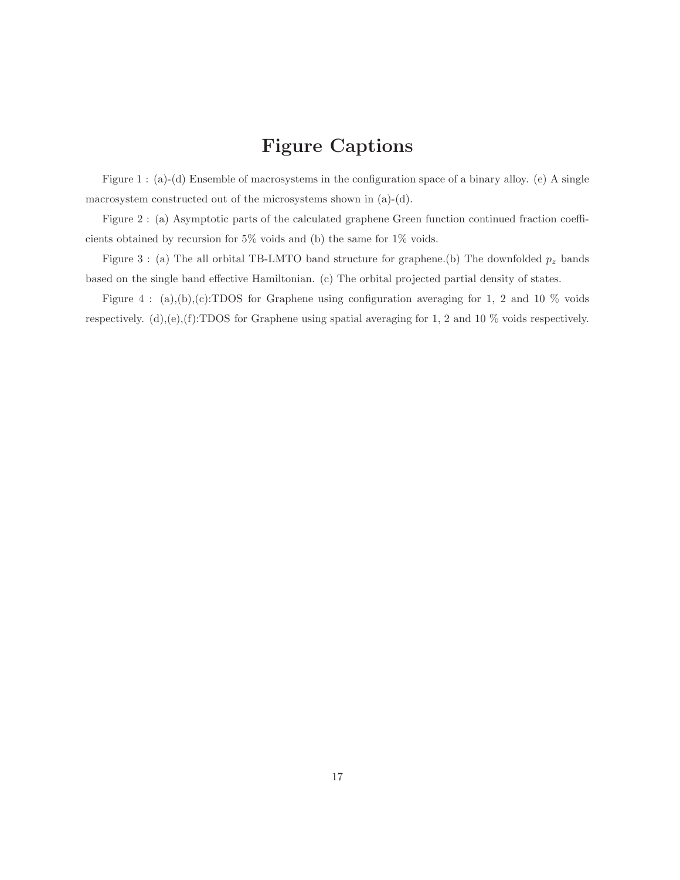# Figure Captions

Figure 1 : (a)-(d) Ensemble of macrosystems in the configuration space of a binary alloy. (e) A single macrosystem constructed out of the microsystems shown in (a)-(d).

Figure 2 : (a) Asymptotic parts of the calculated graphene Green function continued fraction coefficients obtained by recursion for 5% voids and (b) the same for 1% voids.

Figure 3 : (a) The all orbital TB-LMTO band structure for graphene.(b) The downfolded $p_z$ bands based on the single band effective Hamiltonian. (c) The orbital projected partial density of states.

Figure 4 : (a),(b),(c):TDOS for Graphene using configuration averaging for 1, 2 and 10 % voids respectively. (d),(e),(f):TDOS for Graphene using spatial averaging for 1, 2 and 10 % voids respectively.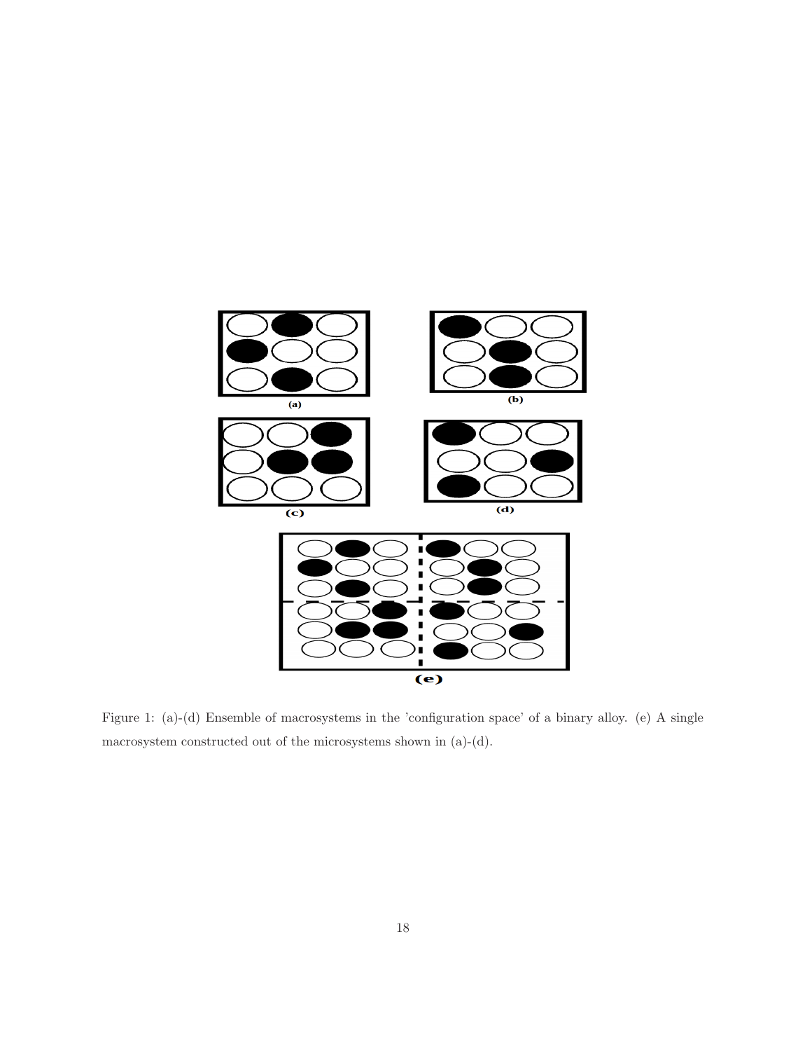Figure 1: (a)-(d) Ensemble of macrosystems in the 'configuration space' of a binary alloy. (e) A single macrosystem constructed out of the microsystems shown in (a)-(d).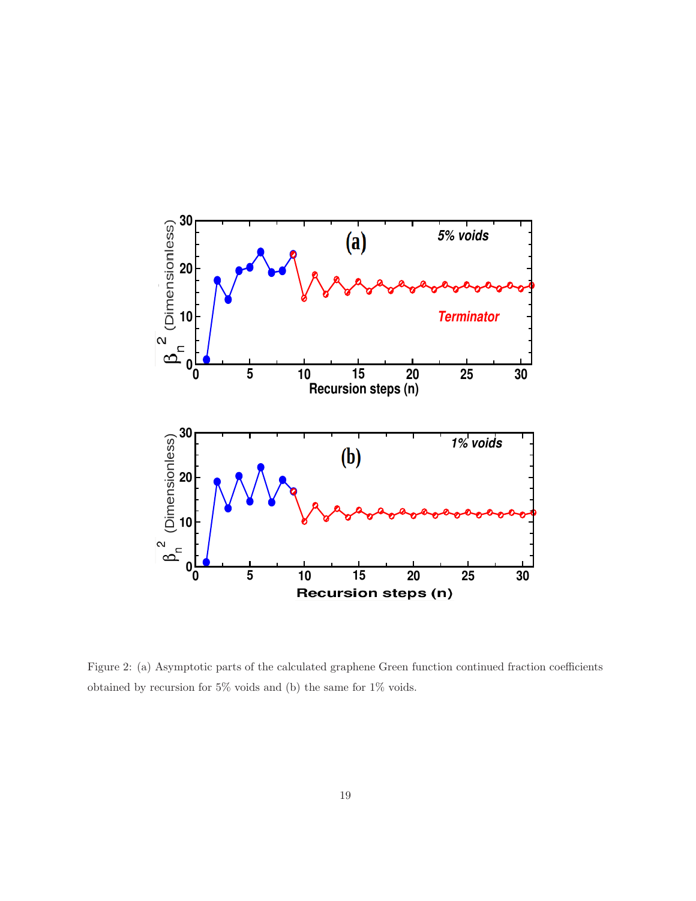Figure 2: (a) Asymptotic parts of the calculated graphene Green function continued fraction coefficients obtained by recursion for 5% voids and (b) the same for 1% voids.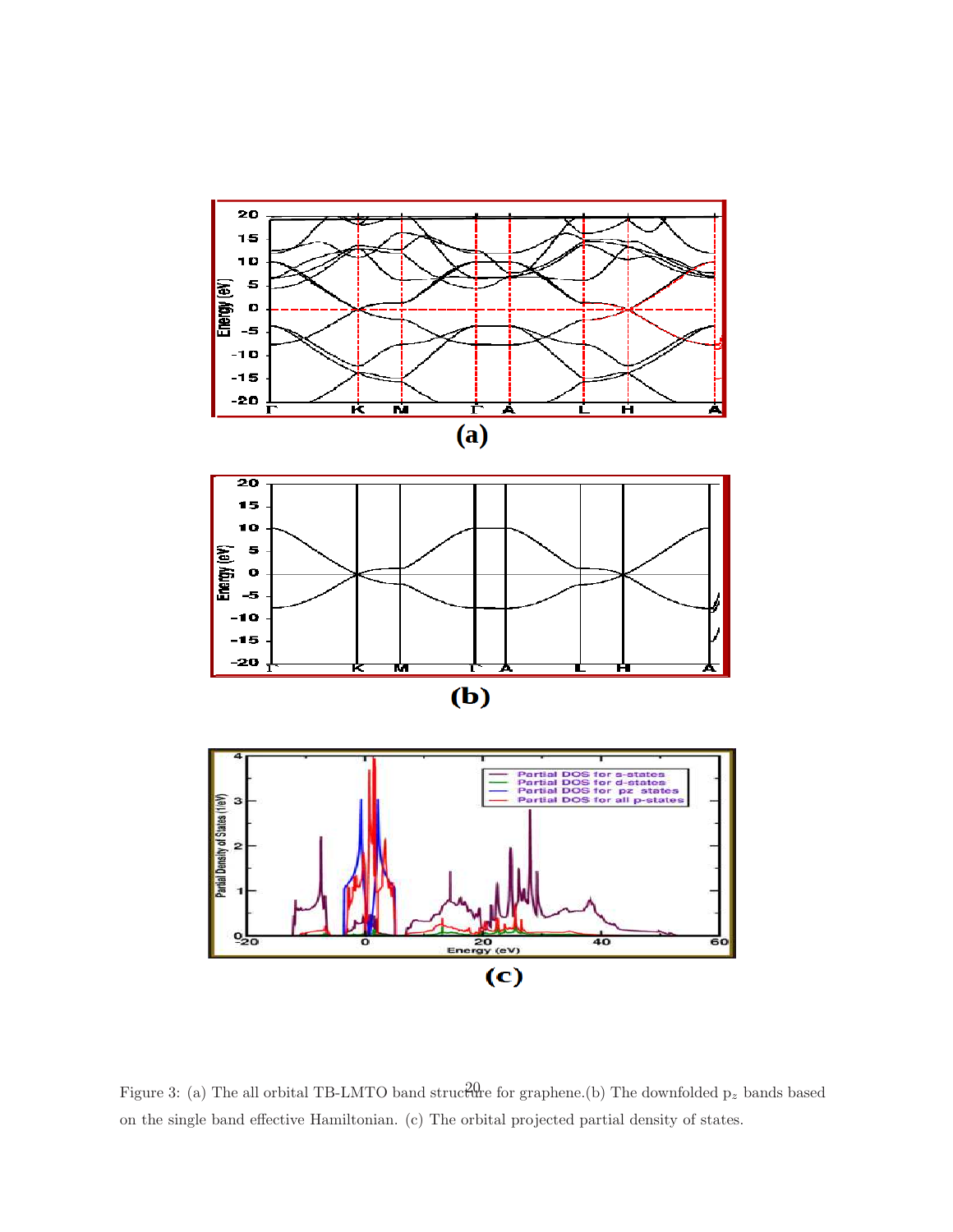Figure 3: (a) The all orbital TB-LMTO band structure for graphene.(b) The downfolded $p_z$ bands based on the single band effective Hamiltonian. (c) The orbital projected partial density of states.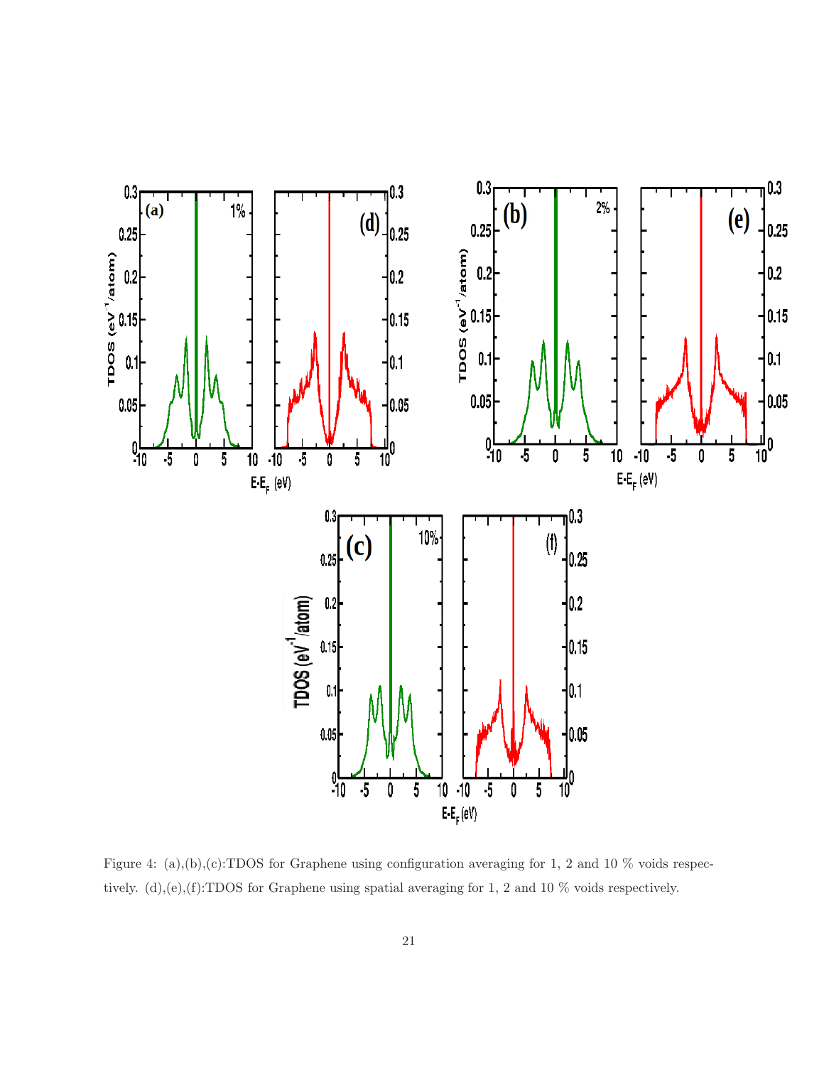TDOS (eV$^{-1}$/atom)

0.3
0.25
0.2
0.15
0.1
0.05
0

(a) 1%

(d)

-10 -5 0 5 10 -10 -5 0 5 10

E-E$_F$ (eV)

(b) 2%

(e)

-10 -5 0 5 10 -10 -5 0 5 10

E-E$_F$ (eV)

(c) 10%

(f)

-10 -5 0 5 10 -10 -5 0 5 10

E-E$_F$ (eV)

Figure 4: (a),(b),(c):TDOS for Graphene using configuration averaging for 1, 2 and 10 % voids respectively. (d),(e),(f):TDOS for Graphene using spatial averaging for 1, 2 and 10 % voids respectively.